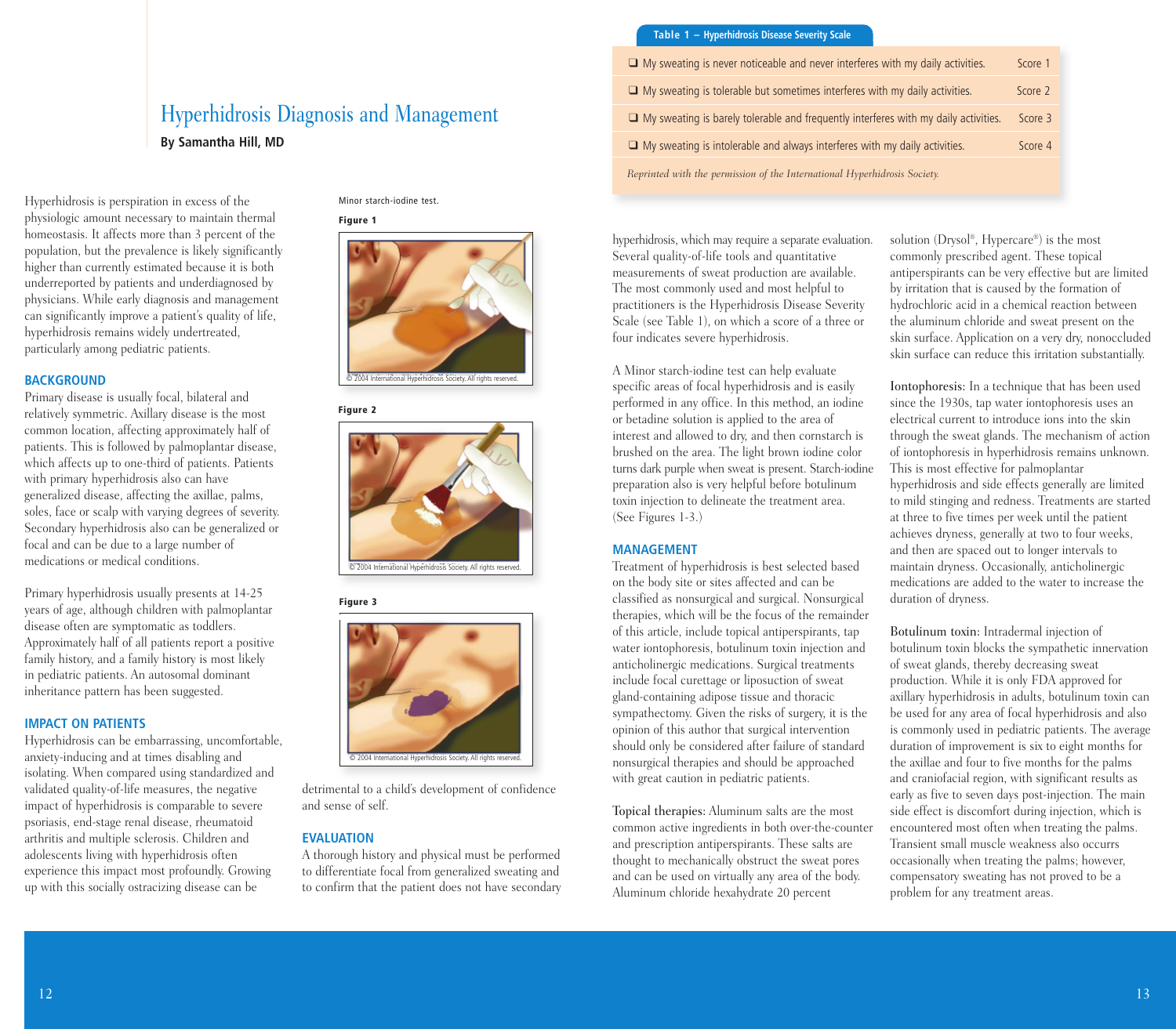# Hyperhidrosis Diagnosis and Management

**By Samantha Hill, MD**

Hyperhidrosis is perspiration in excess of the physiologic amount necessary to maintain thermal homeostasis. It affects more than 3 percent of the population, but the prevalence is likely significantly higher than currently estimated because it is both underreported by patients and underdiagnosed by physicians. While early diagnosis and management can significantly improve a patient's quality of life, hyperhidrosis remains widely undertreated, particularly among pediatric patients.

## BACKGROUND

Primary disease is usually focal, bilateral and relatively symmetric. Axillary disease is the most common location, affecting approximately half of patients. This is followed by palmoplantar disease, which affects up to one-third of patients. Patients with primary hyperhidrosis also can have generalized disease, affecting the axillae, palms, soles, face or scalp with varying degrees of severity. Secondary hyperhidrosis also can be generalized or focal and can be due to a large number of medications or medical conditions.

Primary hyperhidrosis usually presents at 14-25 years of age, although children with palmoplantar disease often are symptomatic as toddlers. Approximately half of all patients report a positive family history, and a family history is most likely in pediatric patients. An autosomal dominant inheritance pattern has been suggested.

## IMPACT ON PATIENTS

Hyperhidrosis can be embarrassing, uncomfortable, anxiety-inducing and at times disabling and isolating. When compared using standardized and validated quality-of-life measures, the negative impact of hyperhidrosis is comparable to severe psoriasis, end-stage renal disease, rheumatoid arthritis and multiple sclerosis. Children and adolescents living with hyperhidrosis often experience this impact most profoundly. Growing up with this socially ostracizing disease can be detrimental to a child's development of confidence and sense of self.

Minor starch-iodine test.

**Figure 1**

© 2004 International Hyperhidrosis Society. All rights reserved.

**Figure 2**

© 2004 International Hyperhidrosis Society. All rights reserved.

**Figure 3**

© 2004 International Hyperhidrosis Society. All rights reserved.

## EVALUATION

A thorough history and physical must be performed to differentiate focal from generalized sweating and to confirm that the patient does not have secondary hyperhidrosis, which may require a separate evaluation. Several quality-of-life tools and quantitative measurements of sweat production are available. The most commonly used and most helpful to practitioners is the Hyperhidrosis Disease Severity Scale (see Table 1), on which a score of a three or four indicates severe hyperhidrosis.

**Table 1 – Hyperhidrosis Disease Severity Scale**

| Statement | Score |
|---|---|
| ❑ My sweating is never noticeable and never interferes with my daily activities. | Score 1 |
| ❑ My sweating is tolerable but sometimes interferes with my daily activities. | Score 2 |
| ❑ My sweating is barely tolerable and frequently interferes with my daily activities. | Score 3 |
| ❑ My sweating is intolerable and always interferes with my daily activities. | Score 4 |

*Reprinted with the permission of the International Hyperhidrosis Society.*

A Minor starch-iodine test can help evaluate specific areas of focal hyperhidrosis and is easily performed in any office. In this method, an iodine or betadine solution is applied to the area of interest and allowed to dry, and then cornstarch is brushed on the area. The light brown iodine color turns dark purple when sweat is present. Starch-iodine preparation also is very helpful before botulinum toxin injection to delineate the treatment area. (See Figures 1-3.)

## MANAGEMENT

Treatment of hyperhidrosis is best selected based on the body site or sites affected and can be classified as nonsurgical and surgical. Nonsurgical therapies, which will be the focus of the remainder of this article, include topical antiperspirants, tap water iontophoresis, botulinum toxin injection and anticholinergic medications. Surgical treatments include focal curettage or liposuction of sweat gland-containing adipose tissue and thoracic sympathectomy. Given the risks of surgery, it is the opinion of this author that surgical intervention should only be considered after failure of standard nonsurgical therapies and should be approached with great caution in pediatric patients.

Topical therapies: Aluminum salts are the most common active ingredients in both over-the-counter and prescription antiperspirants. These salts are thought to mechanically obstruct the sweat pores and can be used on virtually any area of the body. Aluminum chloride hexahydrate 20 percent solution (Drysol®, Hypercare®) is the most commonly prescribed agent. These topical antiperspirants can be very effective but are limited by irritation that is caused by the formation of hydrochloric acid in a chemical reaction between the aluminum chloride and sweat present on the skin surface. Application on a very dry, nonoccluded skin surface can reduce this irritation substantially.

Iontophoresis: In a technique that has been used since the 1930s, tap water iontophoresis uses an electrical current to introduce ions into the skin through the sweat glands. The mechanism of action of iontophoresis in hyperhidrosis remains unknown. This is most effective for palmoplantar hyperhidrosis and side effects generally are limited to mild stinging and redness. Treatments are started at three to five times per week until the patient achieves dryness, generally at two to four weeks, and then are spaced out to longer intervals to maintain dryness. Occasionally, anticholinergic medications are added to the water to increase the duration of dryness.

Botulinum toxin: Intradermal injection of botulinum toxin blocks the sympathetic innervation of sweat glands, thereby decreasing sweat production. While it is only FDA approved for axillary hyperhidrosis in adults, botulinum toxin can be used for any area of focal hyperhidrosis and also is commonly used in pediatric patients. The average duration of improvement is six to eight months for the axillae and four to five months for the palms and craniofacial region, with significant results as early as five to seven days post-injection. The main side effect is discomfort during injection, which is encountered most often when treating the palms. Transient small muscle weakness also occurs occasionally when treating the palms; however, compensatory sweating has not proved to be a problem for any treatment areas.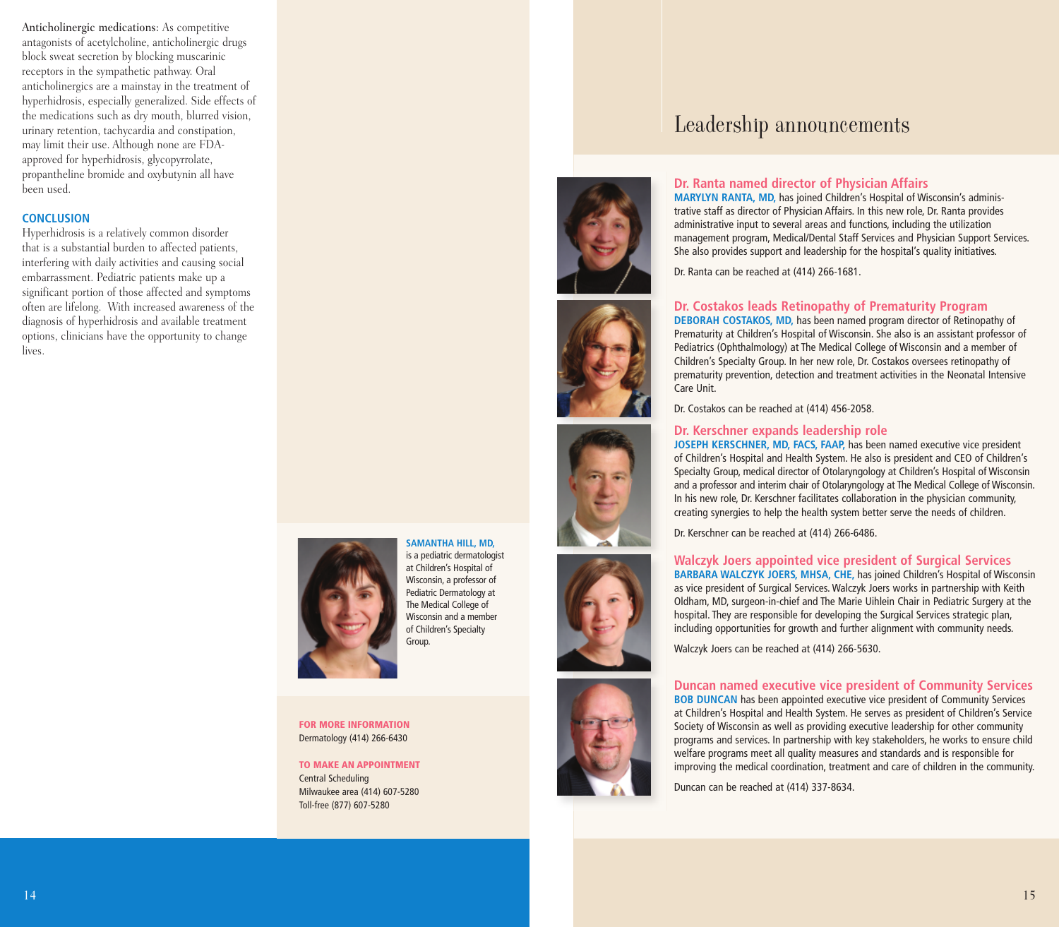**Anticholinergic medications:** As competitive antagonists of acetylcholine, anticholinergic drugs block sweat secretion by blocking muscarinic receptors in the sympathetic pathway. Oral anticholinergics are a mainstay in the treatment of hyperhidrosis, especially generalized. Side effects of the medications such as dry mouth, blurred vision, urinary retention, tachycardia and constipation, may limit their use. Although none are FDA-approved for hyperhidrosis, glycopyrrolate, propantheline bromide and oxybutynin all have been used.

### CONCLUSION

Hyperhidrosis is a relatively common disorder that is a substantial burden to affected patients, interfering with daily activities and causing social embarrassment. Pediatric patients make up a significant portion of those affected and symptoms often are lifelong. With increased awareness of the diagnosis of hyperhidrosis and available treatment options, clinicians have the opportunity to change lives.

**SAMANTHA HILL, MD,** is a pediatric dermatologist at Children's Hospital of Wisconsin, a professor of Pediatric Dermatology at The Medical College of Wisconsin and a member of Children's Specialty Group.

**FOR MORE INFORMATION**
Dermatology (414) 266-6430

**TO MAKE AN APPOINTMENT**
Central Scheduling
Milwaukee area (414) 607-5280
Toll-free (877) 607-5280

# Leadership announcements

## Dr. Ranta named director of Physician Affairs

**MARYLYN RANTA, MD,** has joined Children's Hospital of Wisconsin's administrative staff as director of Physician Affairs. In this new role, Dr. Ranta provides administrative input to several areas and functions, including the utilization management program, Medical/Dental Staff Services and Physician Support Services. She also provides support and leadership for the hospital's quality initiatives.

Dr. Ranta can be reached at (414) 266-1681.

## Dr. Costakos leads Retinopathy of Prematurity Program

**DEBORAH COSTAKOS, MD,** has been named program director of Retinopathy of Prematurity at Children's Hospital of Wisconsin. She also is an assistant professor of Pediatrics (Ophthalmology) at The Medical College of Wisconsin and a member of Children's Specialty Group. In her new role, Dr. Costakos oversees retinopathy of prematurity prevention, detection and treatment activities in the Neonatal Intensive Care Unit.

Dr. Costakos can be reached at (414) 456-2058.

## Dr. Kerschner expands leadership role

**JOSEPH KERSCHNER, MD, FACS, FAAP,** has been named executive vice president of Children's Hospital and Health System. He also is president and CEO of Children's Specialty Group, medical director of Otolaryngology at Children's Hospital of Wisconsin and a professor and interim chair of Otolaryngology at The Medical College of Wisconsin. In his new role, Dr. Kerschner facilitates collaboration in the physician community, creating synergies to help the health system better serve the needs of children.

Dr. Kerschner can be reached at (414) 266-6486.

## Walczyk Joers appointed vice president of Surgical Services

**BARBARA WALCZYK JOERS, MHSA, CHE,** has joined Children's Hospital of Wisconsin as vice president of Surgical Services. Walczyk Joers works in partnership with Keith Oldham, MD, surgeon-in-chief and The Marie Uihlein Chair in Pediatric Surgery at the hospital. They are responsible for developing the Surgical Services strategic plan, including opportunities for growth and further alignment with community needs.

Walczyk Joers can be reached at (414) 266-5630.

## Duncan named executive vice president of Community Services

**BOB DUNCAN** has been appointed executive vice president of Community Services at Children's Hospital and Health System. He serves as president of Children's Service Society of Wisconsin as well as providing executive leadership for other community programs and services. In partnership with key stakeholders, he works to ensure child welfare programs meet all quality measures and standards and is responsible for improving the medical coordination, treatment and care of children in the community.

Duncan can be reached at (414) 337-8634.